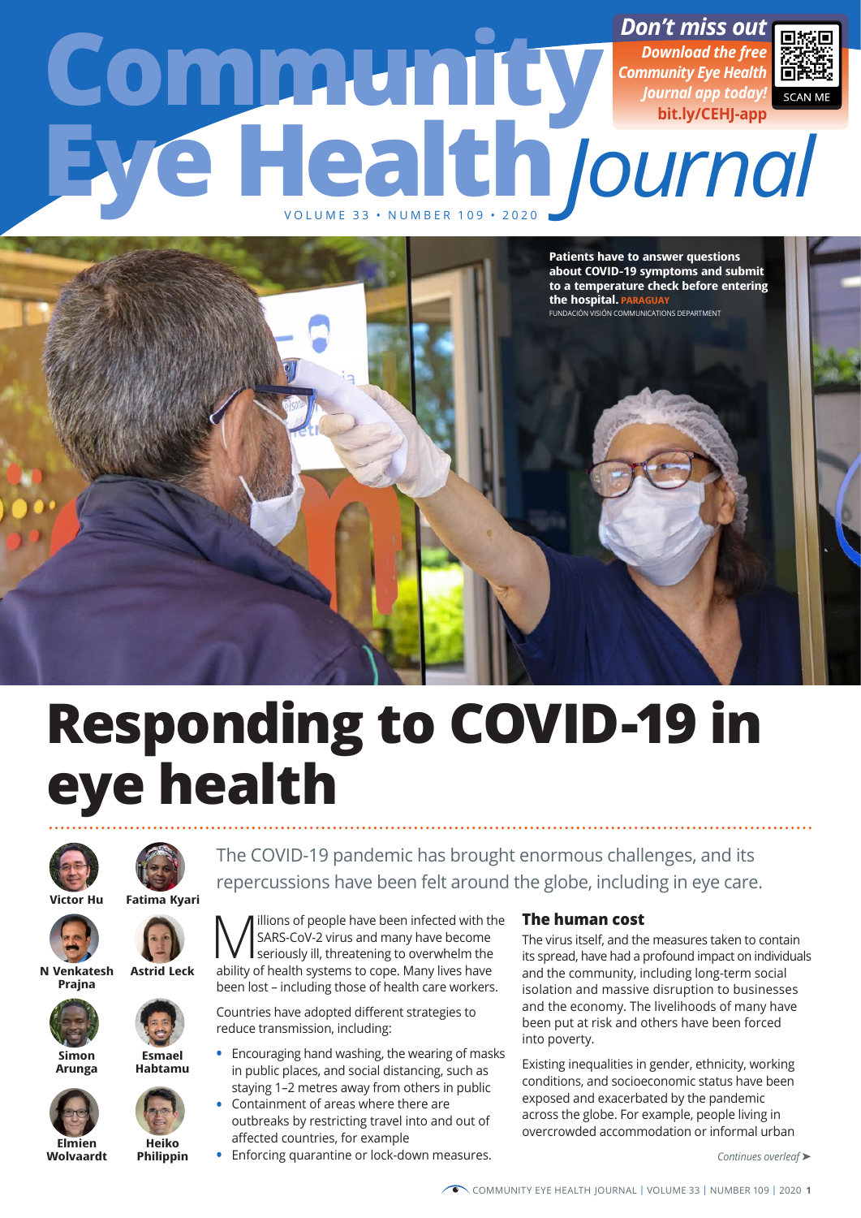# Community Eye Health Journal

VOLUME 33 • NUMBER 109 • 2020

**Don't miss out**
*Download the free Community Eye Health Journal app today!*
**bit.ly/CEHJ-app**
SCAN ME

**Patients have to answer questions about COVID-19 symptoms and submit to a temperature check before entering the hospital.** PARAGUAY
FUNDACIÓN VISIÓN COMMUNICATIONS DEPARTMENT

# Responding to COVID-19 in eye health

**Victor Hu**, **Fatima Kyari**, **N Venkatesh Prajna**, **Astrid Leck**, **Simon Arunga**, **Esmael Habtamu**, **Elmien Wolvaardt**, **Heiko Philippin**

The COVID-19 pandemic has brought enormous challenges, and its repercussions have been felt around the globe, including in eye care.

Millions of people have been infected with the SARS-CoV-2 virus and many have become seriously ill, threatening to overwhelm the ability of health systems to cope. Many lives have been lost – including those of health care workers.

Countries have adopted different strategies to reduce transmission, including:

- Encouraging hand washing, the wearing of masks in public places, and social distancing, such as staying 1–2 metres away from others in public
- Containment of areas where there are outbreaks by restricting travel into and out of affected countries, for example
- Enforcing quarantine or lock-down measures.

## The human cost

The virus itself, and the measures taken to contain its spread, have had a profound impact on individuals and the community, including long-term social isolation and massive disruption to businesses and the economy. The livelihoods of many have been put at risk and others have been forced into poverty.

Existing inequalities in gender, ethnicity, working conditions, and socioeconomic status have been exposed and exacerbated by the pandemic across the globe. For example, people living in overcrowded accommodation or informal urban

*Continues overleaf ➤*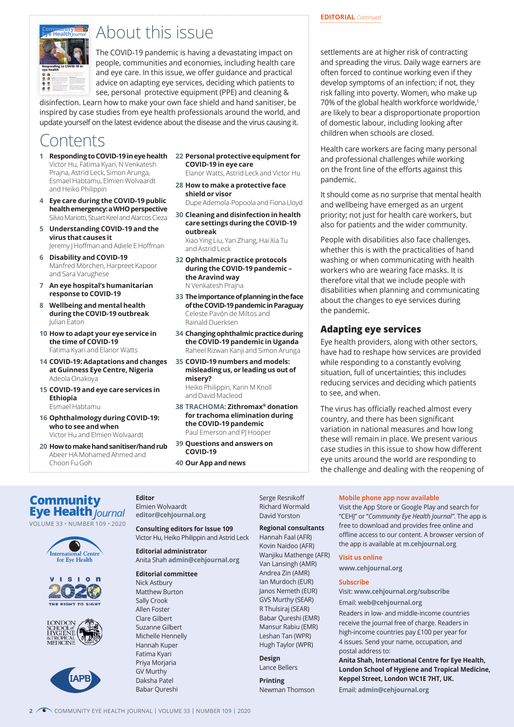# About this issue

The COVID-19 pandemic is having a devastating impact on people, communities and economies, including health care and eye care. In this issue, we offer guidance and practical advice on adapting eye services, deciding which patients to see, personal protective equipment (PPE) and cleaning & disinfection. Learn how to make your own face shield and hand sanitiser, be inspired by case studies from eye health professionals around the world, and update yourself on the latest evidence about the disease and the virus causing it.

# Contents

**1 Responding to COVID-19 in eye health**
Victor Hu, Fatima Kyari, N Venkatesh Prajna, Astrid Leck, Simon Arunga, Esmael Habtamu, Elmien Wolvaardt and Heiko Philippin

**4 Eye care during the COVID-19 public health emergency: a WHO perspective**
Silvio Mariotti, Stuart Keel and Alarcos Cieza

**5 Understanding COVID-19 and the virus that causes it**
Jeremy J Hoffman and Adiele E Hoffman

**6 Disability and COVID-19**
Manfred Mörchen, Harpreet Kapoor and Sara Varughese

**7 An eye hospital's humanitarian response to COVID-19**

**8 Wellbeing and mental health during the COVID-19 outbreak**
Julian Eaton

**10 How to adapt your eye service in the time of COVID-19**
Fatima Kyari and Elanor Watts

**14 COVID-19: Adaptations and changes at Guinness Eye Centre, Nigeria**
Adeola Onakoya

**15 COVID-19 and eye care services in Ethiopia**
Esmael Habtamu

**16 Ophthalmology during COVID-19: who to see and when**
Victor Hu and Elmien Wolvaardt

**20 How to make hand sanitiser/hand rub**
Abeer HA Mohamed Ahmed and Choon Fu Goh

**22 Personal protective equipment for COVID-19 in eye care**
Elanor Watts, Astrid Leck and Victor Hu

**28 How to make a protective face shield or visor**
Dupe Ademola-Popoola and Fiona Lloyd

**30 Cleaning and disinfection in health care settings during the COVID-19 outbreak**
Xiao Ying Liu, Yan Zhang, Hai Xia Tu and Astrid Leck

**32 Ophthalmic practice protocols during the COVID-19 pandemic – the Aravind way**
N Venkatesh Prajna

**33 The importance of planning in the face of the COVID-19 pandemic in Paraguay**
Celeste Pavón de Miltos and Rainald Duerksen

**34 Changing ophthalmic practice during the COVID-19 pandemic in Uganda**
Raheel Rizwan Kanji and Simon Arunga

**35 COVID-19 numbers and models: misleading us, or leading us out of misery?**
Heiko Philippin, Karin M Knoll and David Macleod

**38 TRACHOMA: Zithromax® donation for trachoma elimination during the COVID-19 pandemic**
Paul Emerson and PJ Hooper

**39 Questions and answers on COVID-19**

**40 Our App and news**

EDITORIAL *Continued*

settlements are at higher risk of contracting and spreading the virus. Daily wage earners are often forced to continue working even if they develop symptoms of an infection; if not, they risk falling into poverty. Women, who make up 70% of the global health workforce worldwide,[1] are likely to bear a disproportionate proportion of domestic labour, including looking after children when schools are closed.

Health care workers are facing many personal and professional challenges while working on the front line of the efforts against this pandemic.

It should come as no surprise that mental health and wellbeing have emerged as an urgent priority; not just for health care workers, but also for patients and the wider community.

People with disabilities also face challenges, whether this is with the practicalities of hand washing or when communicating with health workers who are wearing face masks. It is therefore vital that we include people with disabilities when planning and communicating about the changes to eye services during the pandemic.

## Adapting eye services

Eye health providers, along with other sectors, have had to reshape how services are provided while responding to a constantly evolving situation, full of uncertainties; this includes reducing services and deciding which patients to see, and when.

The virus has officially reached almost every country, and there has been significant variation in national measures and how long these will remain in place. We present various case studies in this issue to show how different eye units around the world are responding to the challenge and dealing with the reopening of

---

**Community Eye Health *Journal***
VOLUME 33 • NUMBER 109 • 2020

**Editor**
Elmien Wolvaardt
**editor@cehjournal.org**

**Consulting editors for Issue 109**
Victor Hu, Heiko Philippin and Astrid Leck

**Editorial administrator**
Anita Shah **admin@cehjournal.org**

**Editorial committee**
Nick Astbury
Matthew Burton
Sally Crook
Allen Foster
Clare Gilbert
Suzanne Gilbert
Michelle Hennelly
Hannah Kuper
Fatima Kyari
Priya Morjaria
GV Murthy
Daksha Patel
Babar Qureshi
Serge Resnikoff
Richard Wormald
David Yorston

**Regional consultants**
Hannah Faal (AFR)
Kovin Naidoo (AFR)
Wanjiku Mathenge (AFR)
Van Lansingh (AMR)
Andrea Zin (AMR)
Ian Murdoch (EUR)
Janos Nemeth (EUR)
GVS Murthy (SEAR)
R Thulsiraj (SEAR)
Babar Qureshi (EMR)
Mansur Rabiu (EMR)
Leshan Tan (WPR)
Hugh Taylor (WPR)

**Design**
Lance Bellers

**Printing**
Newman Thomson

**Mobile phone app now available**
Visit the App Store or Google Play and search for "CEHJ" or "*Community Eye Health Journal*". The app is free to download and provides free online and offline access to our content. A browser version of the app is available at **m.cehjournal.org**

**Visit us online**
**www.cehjournal.org**

**Subscribe**
Visit: **www.cehjournal.org/subscribe**
Email: **web@cehjournal.org**
Readers in low- and middle-income countries receive the journal free of charge. Readers in high-income countries pay £100 per year for 4 issues. Send your name, occupation, and postal address to:
**Anita Shah, International Centre for Eye Health, London School of Hygiene and Tropical Medicine, Keppel Street, London WC1E 7HT, UK.**
Email: **admin@cehjournal.org**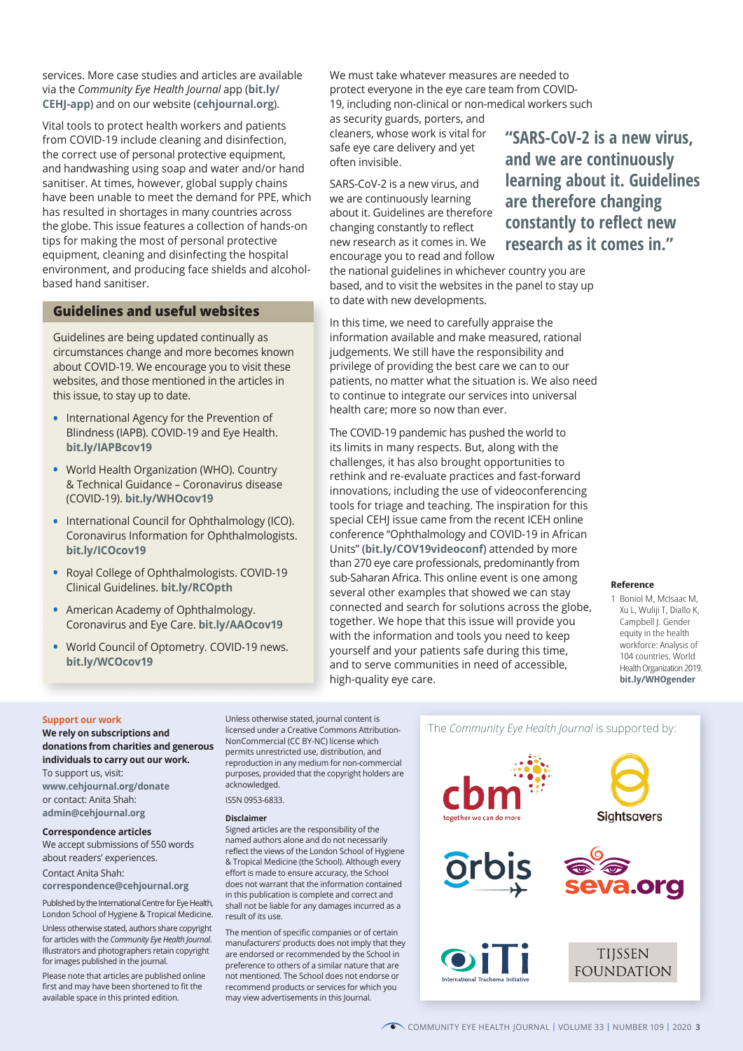services. More case studies and articles are available via the *Community Eye Health Journal* app (**bit.ly/CEHJ-app**) and on our website (**cehjournal.org**).

Vital tools to protect health workers and patients from COVID-19 include cleaning and disinfection, the correct use of personal protective equipment, and handwashing using soap and water and/or hand sanitiser. At times, however, global supply chains have been unable to meet the demand for PPE, which has resulted in shortages in many countries across the globe. This issue features a collection of hands-on tips for making the most of personal protective equipment, cleaning and disinfecting the hospital environment, and producing face shields and alcohol-based hand sanitiser.

## Guidelines and useful websites

Guidelines are being updated continually as circumstances change and more becomes known about COVID-19. We encourage you to visit these websites, and those mentioned in the articles in this issue, to stay up to date.

- International Agency for the Prevention of Blindness (IAPB). COVID-19 and Eye Health. **bit.ly/IAPBcov19**
- World Health Organization (WHO). Country & Technical Guidance – Coronavirus disease (COVID-19). **bit.ly/WHOcov19**
- International Council for Ophthalmology (ICO). Coronavirus Information for Ophthalmologists. **bit.ly/ICOcov19**
- Royal College of Ophthalmologists. COVID-19 Clinical Guidelines. **bit.ly/RCOpth**
- American Academy of Ophthalmology. Coronavirus and Eye Care. **bit.ly/AAOcov19**
- World Council of Optometry. COVID-19 news. **bit.ly/WCOcov19**

We must take whatever measures are needed to protect everyone in the eye care team from COVID-19, including non-clinical or non-medical workers such as security guards, porters, and cleaners, whose work is vital for safe eye care delivery and yet often invisible.

SARS-CoV-2 is a new virus, and we are continuously learning about it. Guidelines are therefore changing constantly to reflect new research as it comes in. We encourage you to read and follow the national guidelines in whichever country you are based, and to visit the websites in the panel to stay up to date with new developments.

**"SARS-CoV-2 is a new virus, and we are continuously learning about it. Guidelines are therefore changing constantly to reflect new research as it comes in."**

In this time, we need to carefully appraise the information available and make measured, rational judgements. We still have the responsibility and privilege of providing the best care we can to our patients, no matter what the situation is. We also need to continue to integrate our services into universal health care; more so now than ever.

The COVID-19 pandemic has pushed the world to its limits in many respects. But, along with the challenges, it has also brought opportunities to rethink and re-evaluate practices and fast-forward innovations, including the use of videoconferencing tools for triage and teaching. The inspiration for this special CEHJ issue came from the recent ICEH online conference "Ophthalmology and COVID-19 in African Units" (**bit.ly/COV19videoconf**) attended by more than 270 eye care professionals, predominantly from sub-Saharan Africa. This online event is one among several other examples that showed we can stay connected and search for solutions across the globe, together. We hope that this issue will provide you with the information and tools you need to keep yourself and your patients safe during this time, and to serve communities in need of accessible, high-quality eye care.

**Reference**

1 Boniol M, McIsaac M, Xu L, Wuliji T, Diallo K, Campbell J. Gender equity in the health workforce: Analysis of 104 countries. World Health Organization 2019. **bit.ly/WHOgender**

---

**Support our work**

**We rely on subscriptions and donations from charities and generous individuals to carry out our work.**
To support us, visit:
**www.cehjournal.org/donate**
or contact: Anita Shah:
**admin@cehjournal.org**

**Correspondence articles**
We accept submissions of 550 words about readers' experiences.
Contact Anita Shah:
**correspondence@cehjournal.org**

Published by the International Centre for Eye Health, London School of Hygiene & Tropical Medicine.

Unless otherwise stated, authors share copyright for articles with the *Community Eye Health Journal*. Illustrators and photographers retain copyright for images published in the journal.

Please note that articles are published online first and may have been shortened to fit the available space in this printed edition.

Unless otherwise stated, journal content is licensed under a Creative Commons Attribution-NonCommercial (CC BY-NC) license which permits unrestricted use, distribution, and reproduction in any medium for non-commercial purposes, provided that the copyright holders are acknowledged.

ISSN 0953-6833.

**Disclaimer**
Signed articles are the responsibility of the named authors alone and do not necessarily reflect the views of the London School of Hygiene & Tropical Medicine (the School). Although every effort is made to ensure accuracy, the School does not warrant that the information contained in this publication is complete and correct and shall not be liable for any damages incurred as a result of its use.

The mention of specific companies or of certain manufacturers' products does not imply that they are endorsed or recommended by the School in preference to others of a similar nature that are not mentioned. The School does not endorse or recommend products or services for which you may view advertisements in this Journal.

The *Community Eye Health Journal* is supported by:

cbm — together we can do more
Sightsavers
orbis
seva.org
iTi — International Trachoma Initiative
TIJSSEN FOUNDATION